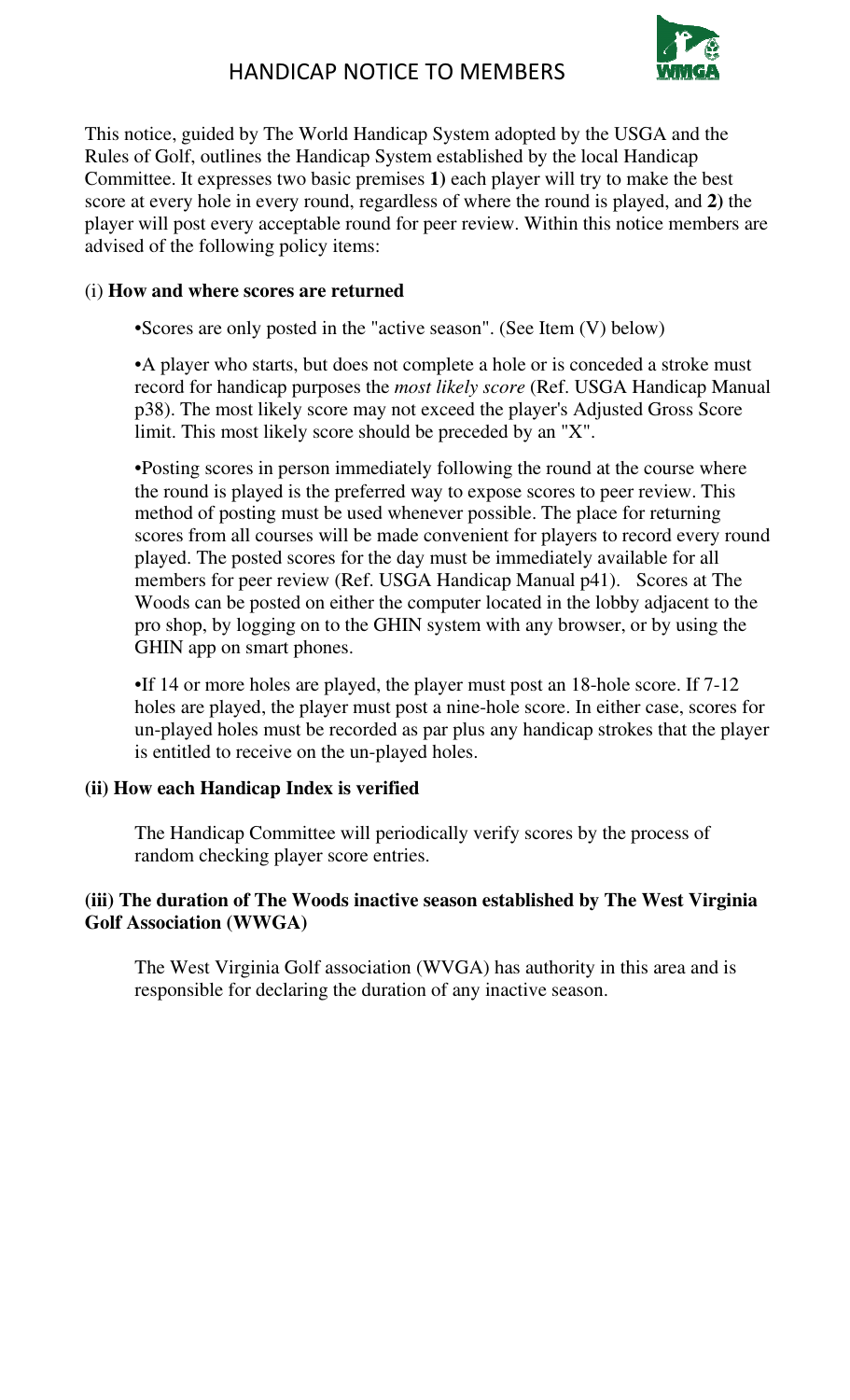# HANDICAP NOTICE TO MEMBERS

This notice, guided by The World Handicap System adopted by the USGA and the Rules of Golf, outlines the Handicap System established by the local Handicap Committee. It expresses two basic premises **1)** each player will try to make the best score at every hole in every round, regardless of where the round is played, and **2)** the player will post every acceptable round for peer review. Within this notice members are advised of the following policy items:

(i) **How and where scores are returned**

•Scores are only posted in the "active season". (See Item (V) below)

•A player who starts, but does not complete a hole or is conceded a stroke must record for handicap purposes the *most likely score* (Ref. USGA Handicap Manual p38). The most likely score may not exceed the player's Adjusted Gross Score limit. This most likely score should be preceded by an "X".

•Posting scores in person immediately following the round at the course where the round is played is the preferred way to expose scores to peer review. This method of posting must be used whenever possible. The place for returning scores from all courses will be made convenient for players to record every round played. The posted scores for the day must be immediately available for all members for peer review (Ref. USGA Handicap Manual p41). Scores at The Woods can be posted on either the computer located in the lobby adjacent to the pro shop, by logging on to the GHIN system with any browser, or by using the GHIN app on smart phones.

•If 14 or more holes are played, the player must post an 18-hole score. If 7-12 holes are played, the player must post a nine-hole score. In either case, scores for un-played holes must be recorded as par plus any handicap strokes that the player is entitled to receive on the un-played holes.

**(ii) How each Handicap Index is verified**

The Handicap Committee will periodically verify scores by the process of random checking player score entries.

**(iii) The duration of The Woods inactive season established by The West Virginia Golf Association (WWGA)**

The West Virginia Golf association (WVGA) has authority in this area and is responsible for declaring the duration of any inactive season.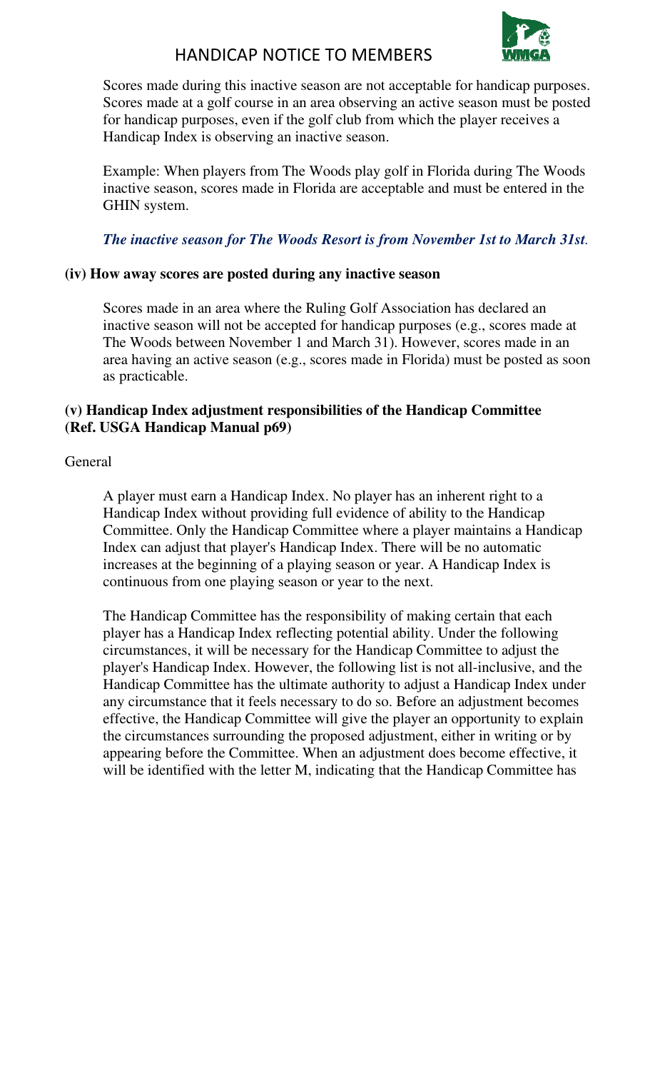Scores made during this inactive season are not acceptable for handicap purposes. Scores made at a golf course in an area observing an active season must be posted for handicap purposes, even if the golf club from which the player receives a Handicap Index is observing an inactive season.

Example: When players from The Woods play golf in Florida during The Woods inactive season, scores made in Florida are acceptable and must be entered in the GHIN system.

***The inactive season for The Woods Resort is from November 1st to March 31st.***

**(iv) How away scores are posted during any inactive season**

Scores made in an area where the Ruling Golf Association has declared an inactive season will not be accepted for handicap purposes (e.g., scores made at The Woods between November 1 and March 31). However, scores made in an area having an active season (e.g., scores made in Florida) must be posted as soon as practicable.

**(v) Handicap Index adjustment responsibilities of the Handicap Committee (Ref. USGA Handicap Manual p69)**

General

A player must earn a Handicap Index. No player has an inherent right to a Handicap Index without providing full evidence of ability to the Handicap Committee. Only the Handicap Committee where a player maintains a Handicap Index can adjust that player's Handicap Index. There will be no automatic increases at the beginning of a playing season or year. A Handicap Index is continuous from one playing season or year to the next.

The Handicap Committee has the responsibility of making certain that each player has a Handicap Index reflecting potential ability. Under the following circumstances, it will be necessary for the Handicap Committee to adjust the player's Handicap Index. However, the following list is not all-inclusive, and the Handicap Committee has the ultimate authority to adjust a Handicap Index under any circumstance that it feels necessary to do so. Before an adjustment becomes effective, the Handicap Committee will give the player an opportunity to explain the circumstances surrounding the proposed adjustment, either in writing or by appearing before the Committee. When an adjustment does become effective, it will be identified with the letter M, indicating that the Handicap Committee has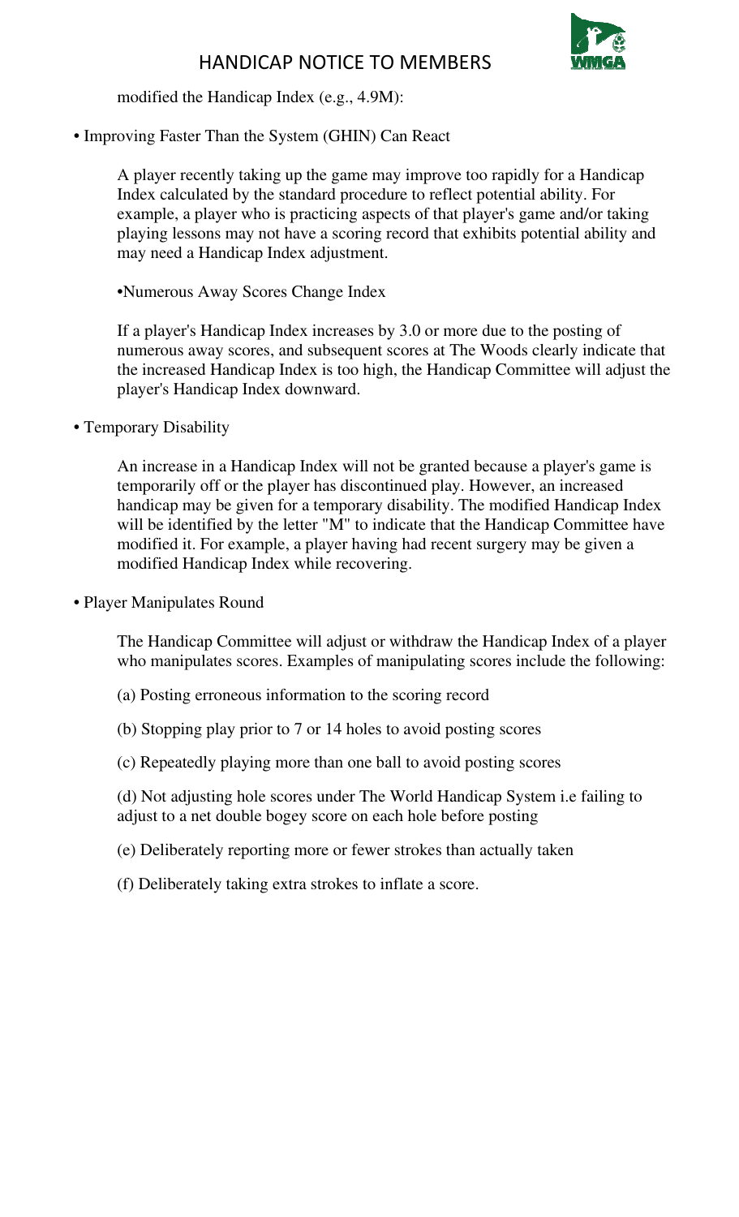modified the Handicap Index (e.g., 4.9M):

- Improving Faster Than the System (GHIN) Can React

  A player recently taking up the game may improve too rapidly for a Handicap Index calculated by the standard procedure to reflect potential ability. For example, a player who is practicing aspects of that player's game and/or taking playing lessons may not have a scoring record that exhibits potential ability and may need a Handicap Index adjustment.

  •Numerous Away Scores Change Index

  If a player's Handicap Index increases by 3.0 or more due to the posting of numerous away scores, and subsequent scores at The Woods clearly indicate that the increased Handicap Index is too high, the Handicap Committee will adjust the player's Handicap Index downward.

- Temporary Disability

  An increase in a Handicap Index will not be granted because a player's game is temporarily off or the player has discontinued play. However, an increased handicap may be given for a temporary disability. The modified Handicap Index will be identified by the letter "M" to indicate that the Handicap Committee have modified it. For example, a player having had recent surgery may be given a modified Handicap Index while recovering.

- Player Manipulates Round

  The Handicap Committee will adjust or withdraw the Handicap Index of a player who manipulates scores. Examples of manipulating scores include the following:

  (a) Posting erroneous information to the scoring record

  (b) Stopping play prior to 7 or 14 holes to avoid posting scores

  (c) Repeatedly playing more than one ball to avoid posting scores

  (d) Not adjusting hole scores under The World Handicap System i.e failing to adjust to a net double bogey score on each hole before posting

  (e) Deliberately reporting more or fewer strokes than actually taken

  (f) Deliberately taking extra strokes to inflate a score.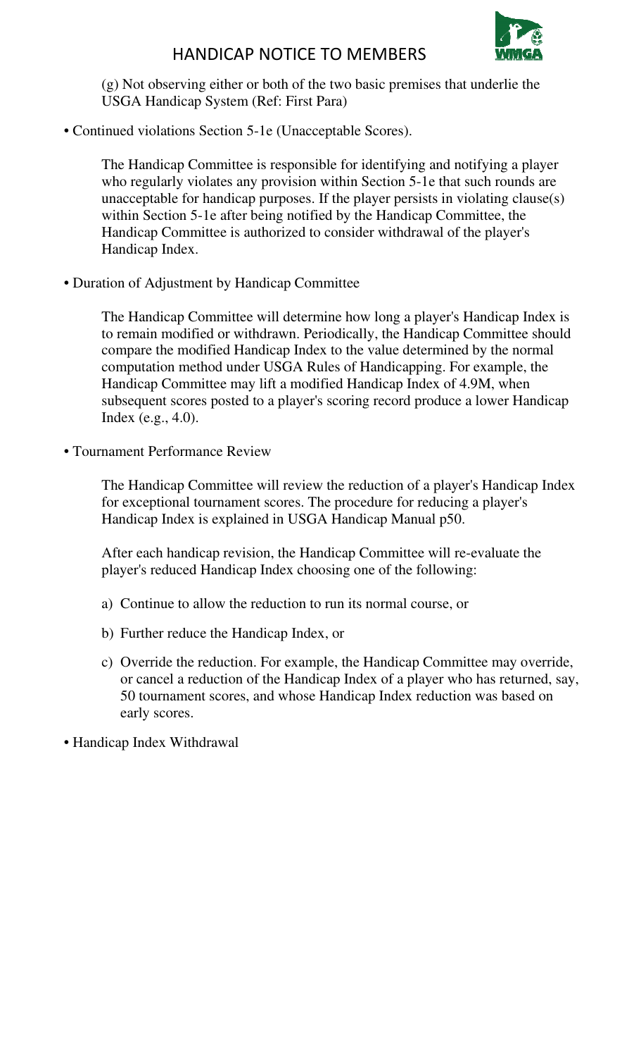(g) Not observing either or both of the two basic premises that underlie the USGA Handicap System (Ref: First Para)

- Continued violations Section 5-1e (Unacceptable Scores).

  The Handicap Committee is responsible for identifying and notifying a player who regularly violates any provision within Section 5-1e that such rounds are unacceptable for handicap purposes. If the player persists in violating clause(s) within Section 5-1e after being notified by the Handicap Committee, the Handicap Committee is authorized to consider withdrawal of the player's Handicap Index.

- Duration of Adjustment by Handicap Committee

  The Handicap Committee will determine how long a player's Handicap Index is to remain modified or withdrawn. Periodically, the Handicap Committee should compare the modified Handicap Index to the value determined by the normal computation method under USGA Rules of Handicapping. For example, the Handicap Committee may lift a modified Handicap Index of 4.9M, when subsequent scores posted to a player's scoring record produce a lower Handicap Index (e.g., 4.0).

- Tournament Performance Review

  The Handicap Committee will review the reduction of a player's Handicap Index for exceptional tournament scores. The procedure for reducing a player's Handicap Index is explained in USGA Handicap Manual p50.

  After each handicap revision, the Handicap Committee will re-evaluate the player's reduced Handicap Index choosing one of the following:

  a) Continue to allow the reduction to run its normal course, or

  b) Further reduce the Handicap Index, or

  c) Override the reduction. For example, the Handicap Committee may override, or cancel a reduction of the Handicap Index of a player who has returned, say, 50 tournament scores, and whose Handicap Index reduction was based on early scores.

- Handicap Index Withdrawal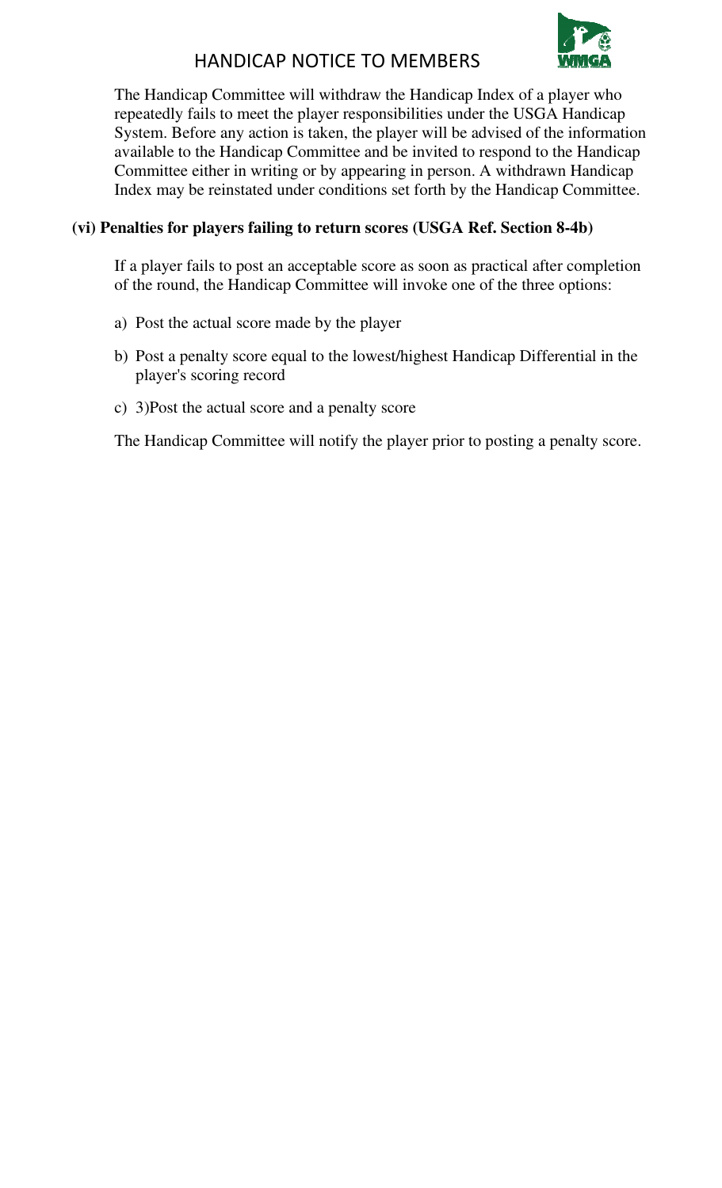The Handicap Committee will withdraw the Handicap Index of a player who repeatedly fails to meet the player responsibilities under the USGA Handicap System. Before any action is taken, the player will be advised of the information available to the Handicap Committee and be invited to respond to the Handicap Committee either in writing or by appearing in person. A withdrawn Handicap Index may be reinstated under conditions set forth by the Handicap Committee.

**(vi) Penalties for players failing to return scores (USGA Ref. Section 8-4b)**

If a player fails to post an acceptable score as soon as practical after completion of the round, the Handicap Committee will invoke one of the three options:

a) Post the actual score made by the player

b) Post a penalty score equal to the lowest/highest Handicap Differential in the player's scoring record

c) 3)Post the actual score and a penalty score

The Handicap Committee will notify the player prior to posting a penalty score.